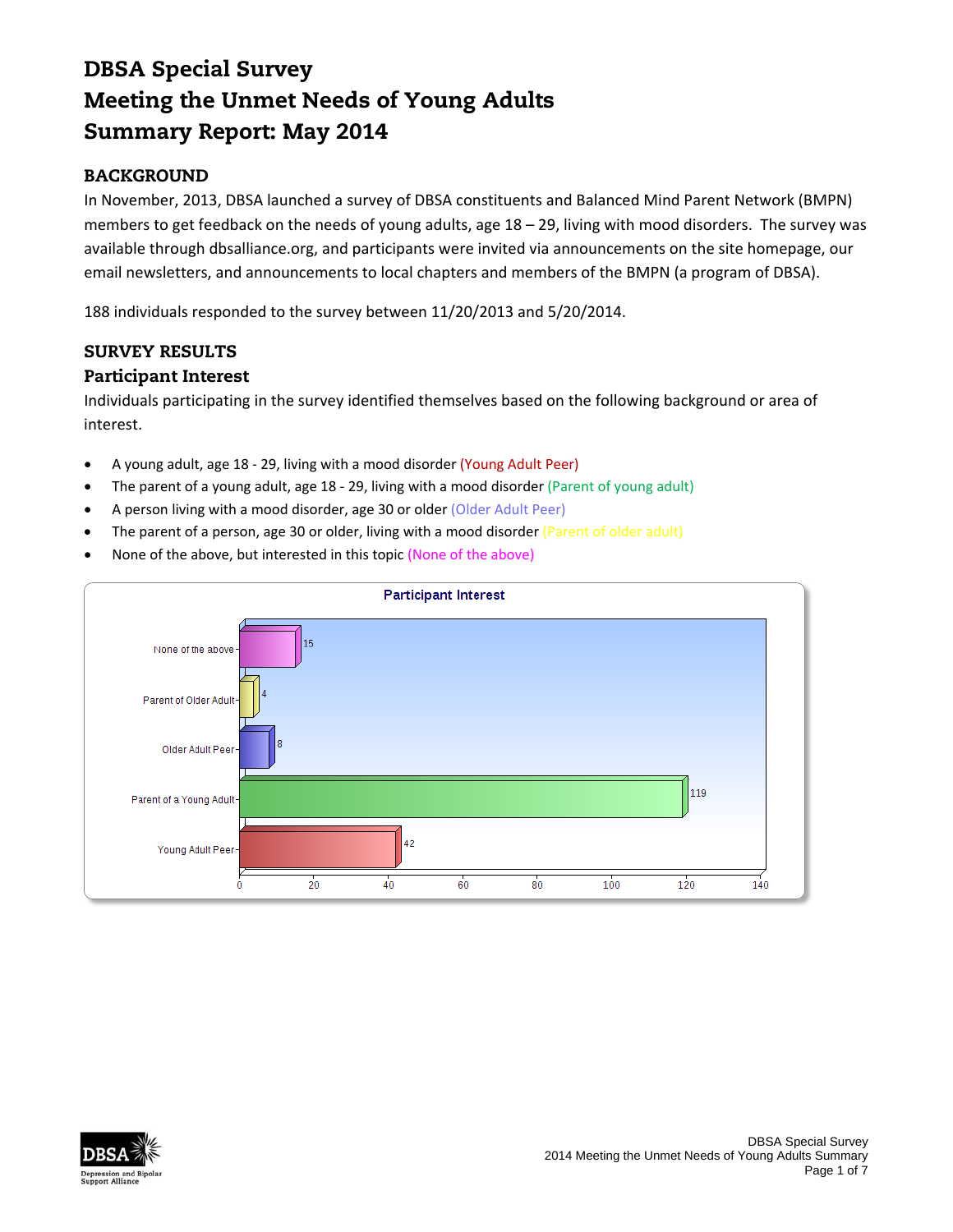# DBSA Special Survey
# Meeting the Unmet Needs of Young Adults
# Summary Report: May 2014

## BACKGROUND

In November, 2013, DBSA launched a survey of DBSA constituents and Balanced Mind Parent Network (BMPN) members to get feedback on the needs of young adults, age 18 – 29, living with mood disorders. The survey was available through dbsalliance.org, and participants were invited via announcements on the site homepage, our email newsletters, and announcements to local chapters and members of the BMPN (a program of DBSA).

188 individuals responded to the survey between 11/20/2013 and 5/20/2014.

## SURVEY RESULTS

### Participant Interest

Individuals participating in the survey identified themselves based on the following background or area of interest.

- A young adult, age 18 - 29, living with a mood disorder (Young Adult Peer)
- The parent of a young adult, age 18 - 29, living with a mood disorder (Parent of young adult)
- A person living with a mood disorder, age 30 or older (Older Adult Peer)
- The parent of a person, age 30 or older, living with a mood disorder (Parent of older adult)
- None of the above, but interested in this topic (None of the above)

**Participant Interest**

| Category | Count |
|---|---|
| None of the above | 15 |
| Parent of Older Adult | 4 |
| Older Adult Peer | 8 |
| Parent of a Young Adult | 119 |
| Young Adult Peer | 42 |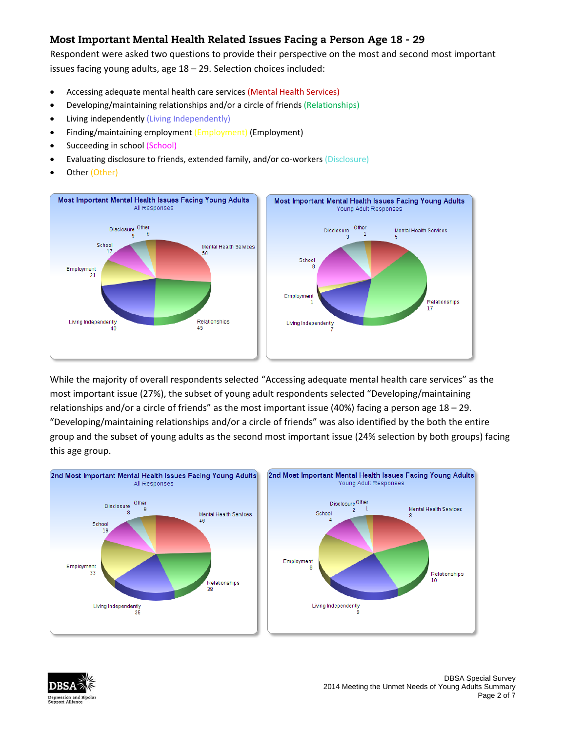## Most Important Mental Health Related Issues Facing a Person Age 18 - 29

Respondent were asked two questions to provide their perspective on the most and second most important issues facing young adults, age 18 – 29. Selection choices included:

- Accessing adequate mental health care services (Mental Health Services)
- Developing/maintaining relationships and/or a circle of friends (Relationships)
- Living independently (Living Independently)
- Finding/maintaining employment (Employment) (Employment)
- Succeeding in school (School)
- Evaluating disclosure to friends, extended family, and/or co-workers (Disclosure)
- Other (Other)

**Most Important Mental Health Issues Facing Young Adults**
All Responses

| Issue | Responses |
| --- | --- |
| Mental Health Services | 50 |
| Relationships | 45 |
| Living Independently | 40 |
| Employment | 21 |
| School | 17 |
| Disclosure | 9 |
| Other | 6 |

**Most Important Mental Health Issues Facing Young Adults**
Young Adult Responses

| Issue | Responses |
| --- | --- |
| Mental Health Services | 5 |
| Relationships | 17 |
| Living Independently | 7 |
| Employment | 1 |
| School | 8 |
| Disclosure | 3 |
| Other | 1 |

While the majority of overall respondents selected "Accessing adequate mental health care services" as the most important issue (27%), the subset of young adult respondents selected "Developing/maintaining relationships and/or a circle of friends" as the most important issue (40%) facing a person age 18 – 29. "Developing/maintaining relationships and/or a circle of friends" was also identified by the both the entire group and the subset of young adults as the second most important issue (24% selection by both groups) facing this age group.

**2nd Most Important Mental Health Issues Facing Young Adults**
All Responses

| Issue | Responses |
| --- | --- |
| Mental Health Services | 46 |
| Relationships | 38 |
| Living Independently | 35 |
| Employment | 33 |
| School | 19 |
| Disclosure | 8 |
| Other | 9 |

**2nd Most Important Mental Health Issues Facing Young Adults**
Young Adult Responses

| Issue | Responses |
| --- | --- |
| Mental Health Services | 8 |
| Relationships | 10 |
| Living Independently | 9 |
| Employment | 8 |
| School | 4 |
| Disclosure | 2 |
| Other | 1 |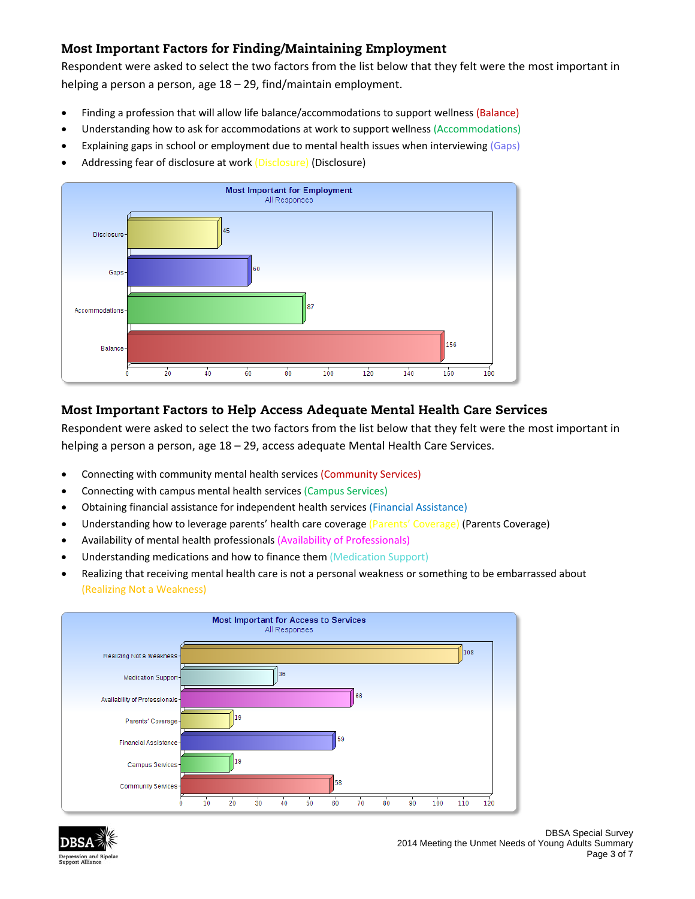## Most Important Factors for Finding/Maintaining Employment

Respondent were asked to select the two factors from the list below that they felt were the most important in helping a person a person, age 18 – 29, find/maintain employment.

- Finding a profession that will allow life balance/accommodations to support wellness (Balance)
- Understanding how to ask for accommodations at work to support wellness (Accommodations)
- Explaining gaps in school or employment due to mental health issues when interviewing (Gaps)
- Addressing fear of disclosure at work (Disclosure) (Disclosure)

**Most Important for Employment**
All Responses

| Factor | Responses |
|---|---|
| Disclosure | 45 |
| Gaps | 60 |
| Accommodations | 87 |
| Balance | 156 |

## Most Important Factors to Help Access Adequate Mental Health Care Services

Respondent were asked to select the two factors from the list below that they felt were the most important in helping a person a person, age 18 – 29, access adequate Mental Health Care Services.

- Connecting with community mental health services (Community Services)
- Connecting with campus mental health services (Campus Services)
- Obtaining financial assistance for independent health services (Financial Assistance)
- Understanding how to leverage parents' health care coverage (Parents' Coverage) (Parents Coverage)
- Availability of mental health professionals (Availability of Professionals)
- Understanding medications and how to finance them (Medication Support)
- Realizing that receiving mental health care is not a personal weakness or something to be embarrassed about (Realizing Not a Weakness)

**Most Important for Access to Services**
All Responses

| Factor | Responses |
|---|---|
| Realizing Not a Weakness | 108 |
| Medication Support | 36 |
| Availability of Professionals | 66 |
| Parents' Coverage | 19 |
| Financial Assistance | 59 |
| Campus Services | 19 |
| Community Services | 58 |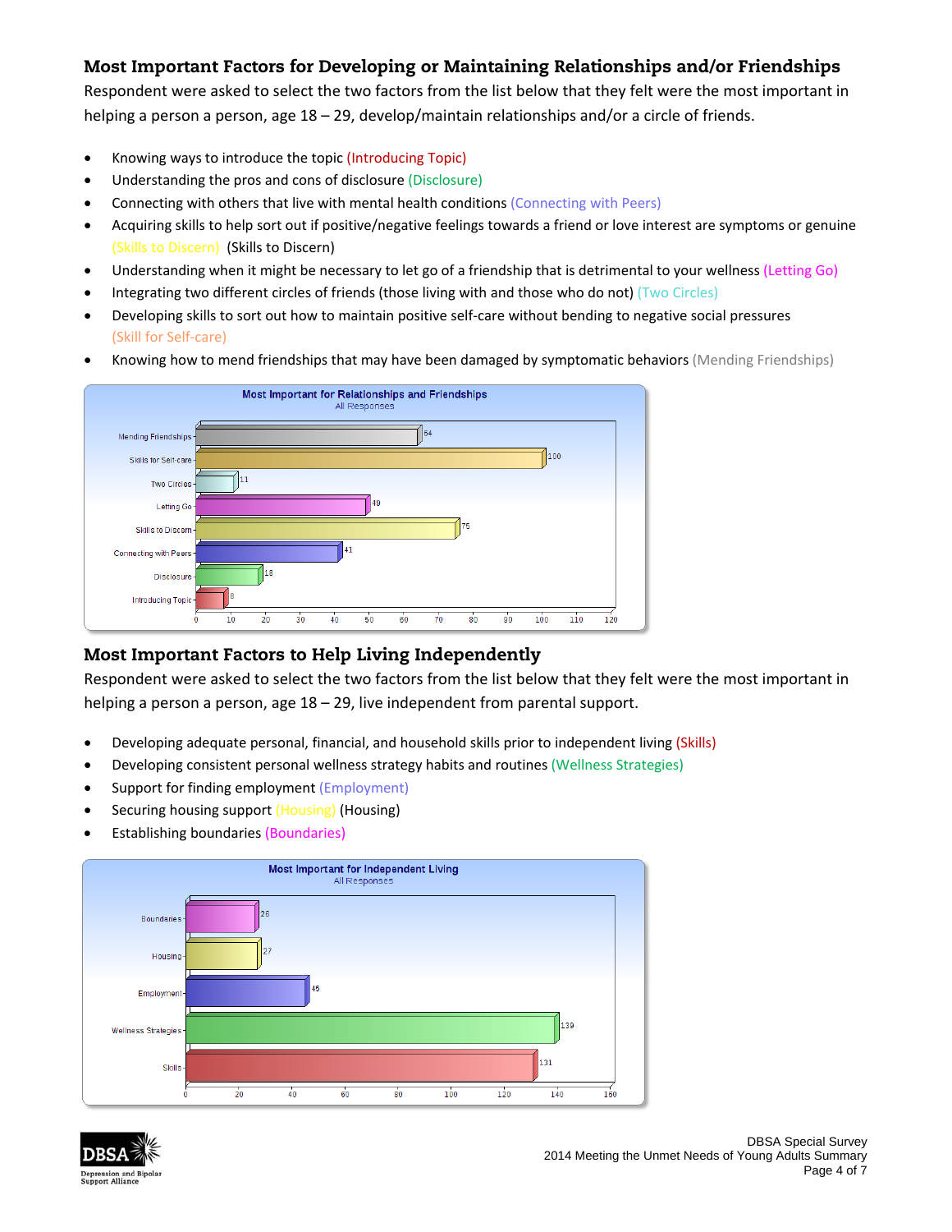## Most Important Factors for Developing or Maintaining Relationships and/or Friendships

Respondent were asked to select the two factors from the list below that they felt were the most important in helping a person a person, age 18 – 29, develop/maintain relationships and/or a circle of friends.

- Knowing ways to introduce the topic (Introducing Topic)
- Understanding the pros and cons of disclosure (Disclosure)
- Connecting with others that live with mental health conditions (Connecting with Peers)
- Acquiring skills to help sort out if positive/negative feelings towards a friend or love interest are symptoms or genuine (Skills to Discern) (Skills to Discern)
- Understanding when it might be necessary to let go of a friendship that is detrimental to your wellness (Letting Go)
- Integrating two different circles of friends (those living with and those who do not) (Two Circles)
- Developing skills to sort out how to maintain positive self-care without bending to negative social pressures (Skill for Self-care)
- Knowing how to mend friendships that may have been damaged by symptomatic behaviors (Mending Friendships)

**Most Important for Relationships and Friendships**
All Responses

| Factor | Responses |
|---|---|
| Mending Friendships | 64 |
| Skills for Self-care | 100 |
| Two Circles | 11 |
| Letting Go | 49 |
| Skills to Discern | 75 |
| Connecting with Peers | 41 |
| Disclosure | 18 |
| Introducing Topic | 8 |

## Most Important Factors to Help Living Independently

Respondent were asked to select the two factors from the list below that they felt were the most important in helping a person a person, age 18 – 29, live independent from parental support.

- Developing adequate personal, financial, and household skills prior to independent living (Skills)
- Developing consistent personal wellness strategy habits and routines (Wellness Strategies)
- Support for finding employment (Employment)
- Securing housing support (Housing) (Housing)
- Establishing boundaries (Boundaries)

**Most Important for Independent Living**
All Responses

| Factor | Responses |
|---|---|
| Boundaries | 26 |
| Housing | 27 |
| Employment | 45 |
| Wellness Strategies | 139 |
| Skills | 131 |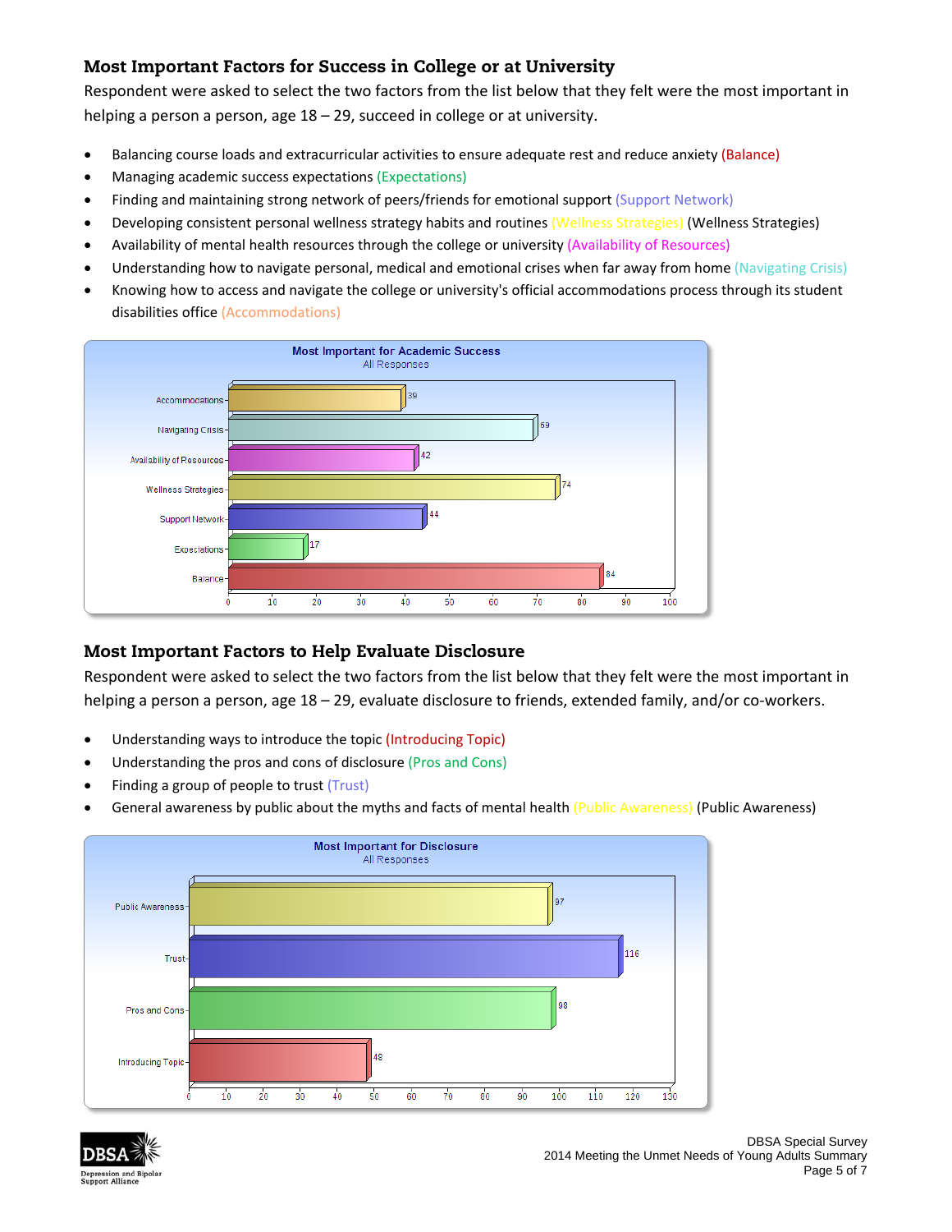## Most Important Factors for Success in College or at University

Respondent were asked to select the two factors from the list below that they felt were the most important in helping a person a person, age 18 – 29, succeed in college or at university.

- Balancing course loads and extracurricular activities to ensure adequate rest and reduce anxiety (Balance)
- Managing academic success expectations (Expectations)
- Finding and maintaining strong network of peers/friends for emotional support (Support Network)
- Developing consistent personal wellness strategy habits and routines (Wellness Strategies) (Wellness Strategies)
- Availability of mental health resources through the college or university (Availability of Resources)
- Understanding how to navigate personal, medical and emotional crises when far away from home (Navigating Crisis)
- Knowing how to access and navigate the college or university's official accommodations process through its student disabilities office (Accommodations)

**Most Important for Academic Success**
All Responses

| Factor | Responses |
| --- | --- |
| Accommodations | 39 |
| Navigating Crisis | 69 |
| Availability of Resources | 42 |
| Wellness Strategies | 74 |
| Support Network | 44 |
| Expectations | 17 |
| Balance | 84 |

## Most Important Factors to Help Evaluate Disclosure

Respondent were asked to select the two factors from the list below that they felt were the most important in helping a person a person, age 18 – 29, evaluate disclosure to friends, extended family, and/or co-workers.

- Understanding ways to introduce the topic (Introducing Topic)
- Understanding the pros and cons of disclosure (Pros and Cons)
- Finding a group of people to trust (Trust)
- General awareness by public about the myths and facts of mental health (Public Awareness) (Public Awareness)

**Most Important for Disclosure**
All Responses

| Factor | Responses |
| --- | --- |
| Public Awareness | 97 |
| Trust | 116 |
| Pros and Cons | 98 |
| Introducing Topic | 48 |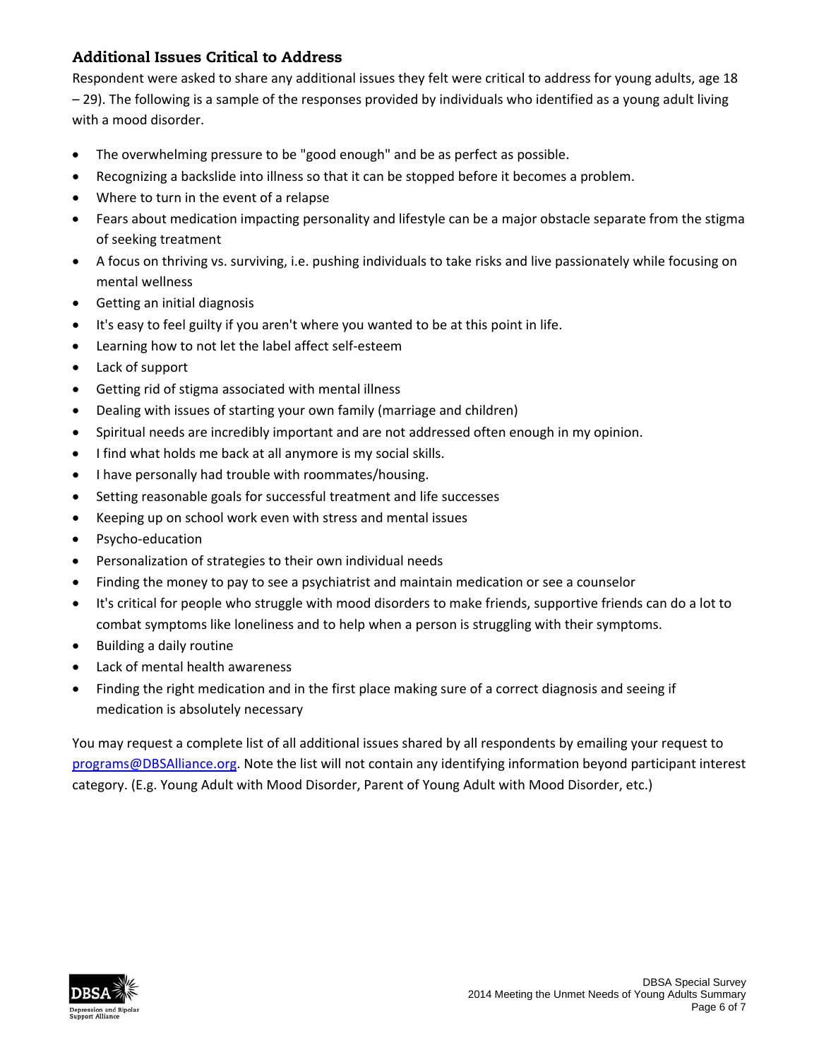## Additional Issues Critical to Address

Respondent were asked to share any additional issues they felt were critical to address for young adults, age 18 – 29). The following is a sample of the responses provided by individuals who identified as a young adult living with a mood disorder.

- The overwhelming pressure to be "good enough" and be as perfect as possible.
- Recognizing a backslide into illness so that it can be stopped before it becomes a problem.
- Where to turn in the event of a relapse
- Fears about medication impacting personality and lifestyle can be a major obstacle separate from the stigma of seeking treatment
- A focus on thriving vs. surviving, i.e. pushing individuals to take risks and live passionately while focusing on mental wellness
- Getting an initial diagnosis
- It's easy to feel guilty if you aren't where you wanted to be at this point in life.
- Learning how to not let the label affect self-esteem
- Lack of support
- Getting rid of stigma associated with mental illness
- Dealing with issues of starting your own family (marriage and children)
- Spiritual needs are incredibly important and are not addressed often enough in my opinion.
- I find what holds me back at all anymore is my social skills.
- I have personally had trouble with roommates/housing.
- Setting reasonable goals for successful treatment and life successes
- Keeping up on school work even with stress and mental issues
- Psycho-education
- Personalization of strategies to their own individual needs
- Finding the money to pay to see a psychiatrist and maintain medication or see a counselor
- It's critical for people who struggle with mood disorders to make friends, supportive friends can do a lot to combat symptoms like loneliness and to help when a person is struggling with their symptoms.
- Building a daily routine
- Lack of mental health awareness
- Finding the right medication and in the first place making sure of a correct diagnosis and seeing if medication is absolutely necessary

You may request a complete list of all additional issues shared by all respondents by emailing your request to programs@DBSAlliance.org. Note the list will not contain any identifying information beyond participant interest category. (E.g. Young Adult with Mood Disorder, Parent of Young Adult with Mood Disorder, etc.)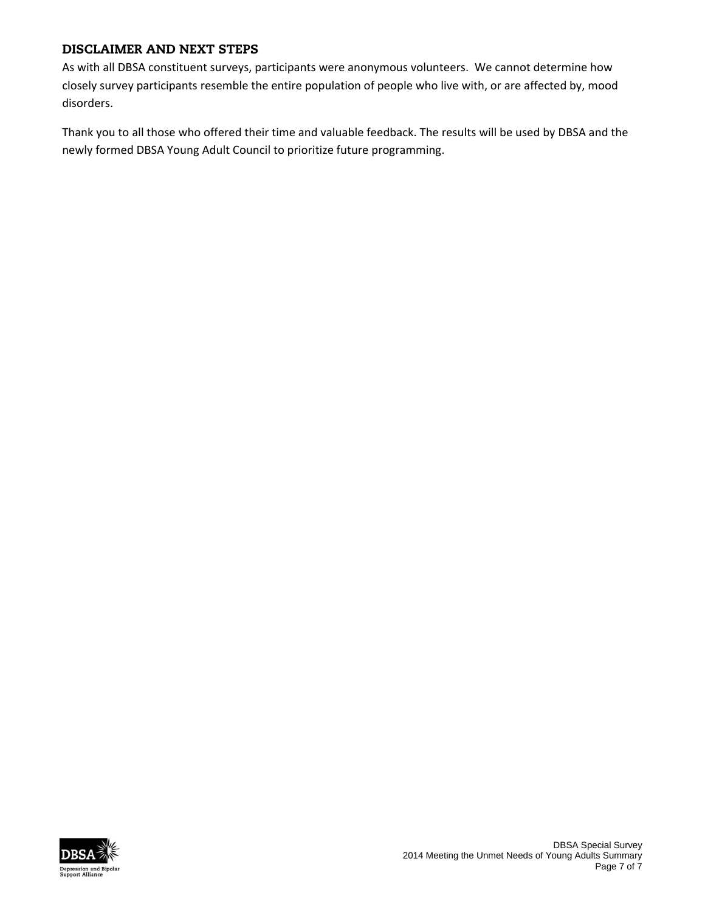## DISCLAIMER AND NEXT STEPS

As with all DBSA constituent surveys, participants were anonymous volunteers. We cannot determine how closely survey participants resemble the entire population of people who live with, or are affected by, mood disorders.

Thank you to all those who offered their time and valuable feedback. The results will be used by DBSA and the newly formed DBSA Young Adult Council to prioritize future programming.